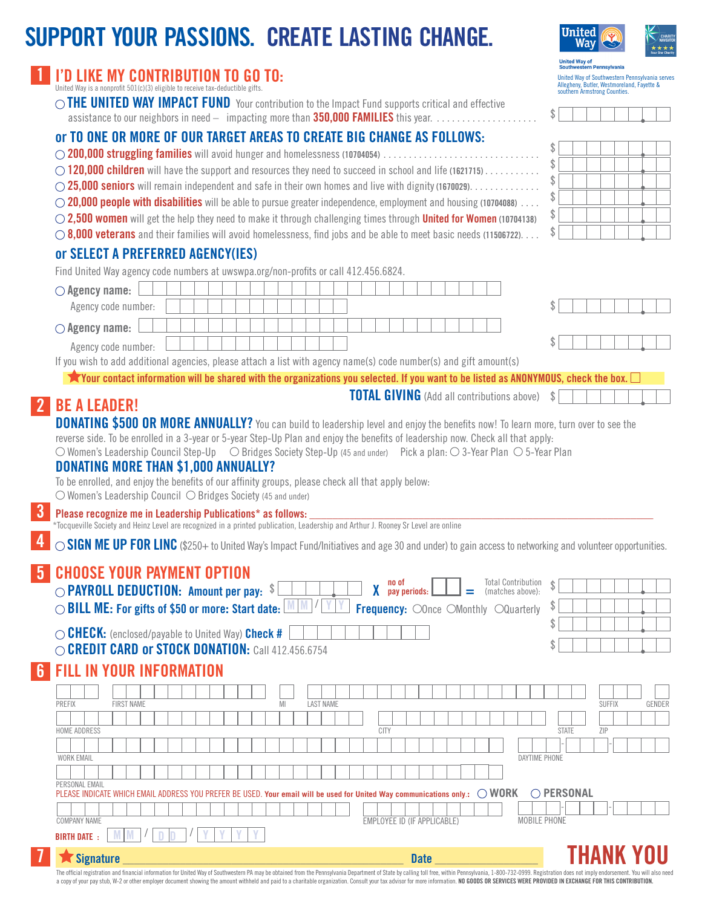# SUPPORT YOUR PASSIONS. CREATE LASTING CHANGE.

United Way of Southwestern Pennsylvania

United Way of Southwestern Pennsylvania serves Allegheny, Butler, Westmoreland, Fayette & southern Armstrong Counties.

## 1 I'D LIKE MY CONTRIBUTION TO GO TO:

United Way is a nonprofit 501(c)(3) eligible to receive tax-deductible gifts.

○ **THE UNITED WAY IMPACT FUND** Your contribution to the Impact Fund supports critical and effective assistance to our neighbors in need – impacting more than **350,000 FAMILIES** this year. .................... $

### or TO ONE OR MORE OF OUR TARGET AREAS TO CREATE BIG CHANGE AS FOLLOWS:

○ **200,000 struggling families** will avoid hunger and homelessness (10704054) .................................. $

○ **120,000 children** will have the support and resources they need to succeed in school and life (1621715) ........... $

○ **25,000 seniors** will remain independent and safe in their own homes and live with dignity (1670029). ............. $

○ **20,000 people with disabilities** will be able to pursue greater independence, employment and housing (10704088) .... $

○ **2,500 women** will get the help they need to make it through challenging times through **United for Women** (10704138) $

○ **8,000 veterans** and their families will avoid homelessness, find jobs and be able to meet basic needs (11506722). ... $

### or SELECT A PREFERRED AGENCY(IES)

Find United Way agency code numbers at uwswpa.org/non-profits or call 412.456.6824.

○ **Agency name:**

Agency code number: $

○ **Agency name:**

Agency code number: $

If you wish to add additional agencies, please attach a list with agency name(s) code number(s) and gift amount(s)

★Your contact information will be shared with the organizations you selected. If you want to be listed as ANONYMOUS, check the box. ☐

**TOTAL GIVING** (Add all contributions above) $

## 2 BE A LEADER!

**DONATING $500 OR MORE ANNUALLY?** You can build to leadership level and enjoy the benefits now! To learn more, turn over to see the reverse side. To be enrolled in a 3-year or 5-year Step-Up Plan and enjoy the benefits of leadership now. Check all that apply:

○ Women's Leadership Council Step-Up ○ Bridges Society Step-Up (45 and under) Pick a plan: ○ 3-Year Plan ○ 5-Year Plan

**DONATING MORE THAN $1,000 ANNUALLY?**

To be enrolled, and enjoy the benefits of our affinity groups, please check all that apply below:

○ Women's Leadership Council ○ Bridges Society (45 and under)

## 3 Please recognize me in Leadership Publications* as follows: ____________________

*Tocqueville Society and Heinz Level are recognized in a printed publication, Leadership and Arthur J. Rooney Sr Level are online

## 4 ○ SIGN ME UP FOR LINC

($250+ to United Way's Impact Fund/Initiatives and age 30 and under) to gain access to networking and volunteer opportunities.

## 5 CHOOSE YOUR PAYMENT OPTION

○ **PAYROLL DEDUCTION: Amount per pay:** $ ____ **X** no of pay periods: ____ **=** Total Contribution (matches above): $

○ **BILL ME: For gifts of $50 or more: Start date:** MM / YY **Frequency:** ○Once ○Monthly ○Quarterly $

○ **CHECK:** (enclosed/payable to United Way) **Check #** $

○ **CREDIT CARD or STOCK DONATION:** Call 412.456.6754 $

## 6 FILL IN YOUR INFORMATION

PREFIX | FIRST NAME | MI | LAST NAME | SUFFIX | GENDER

HOME ADDRESS | CITY | STATE | ZIP

WORK EMAIL | DAYTIME PHONE

PERSONAL EMAIL

PLEASE INDICATE WHICH EMAIL ADDRESS YOU PREFER BE USED. **Your email will be used for United Way communications only.:** ○ **WORK** ○ **PERSONAL**

COMPANY NAME | EMPLOYEE ID (IF APPLICABLE) | MOBILE PHONE

**BIRTH DATE:** MM / DD / YYYY

## 7 ★ Signature ____________________ Date ____________

# THANK YOU

The official registration and financial information for United Way of Southwestern PA may be obtained from the Pennsylvania Department of State by calling toll free, within Pennsylvania, 1-800-732-0999. Registration does not imply endorsement. You will also need a copy of your pay stub, W-2 or other employer document showing the amount withheld and paid to a charitable organization. Consult your tax advisor for more information. **NO GOODS OR SERVICES WERE PROVIDED IN EXCHANGE FOR THIS CONTRIBUTION.**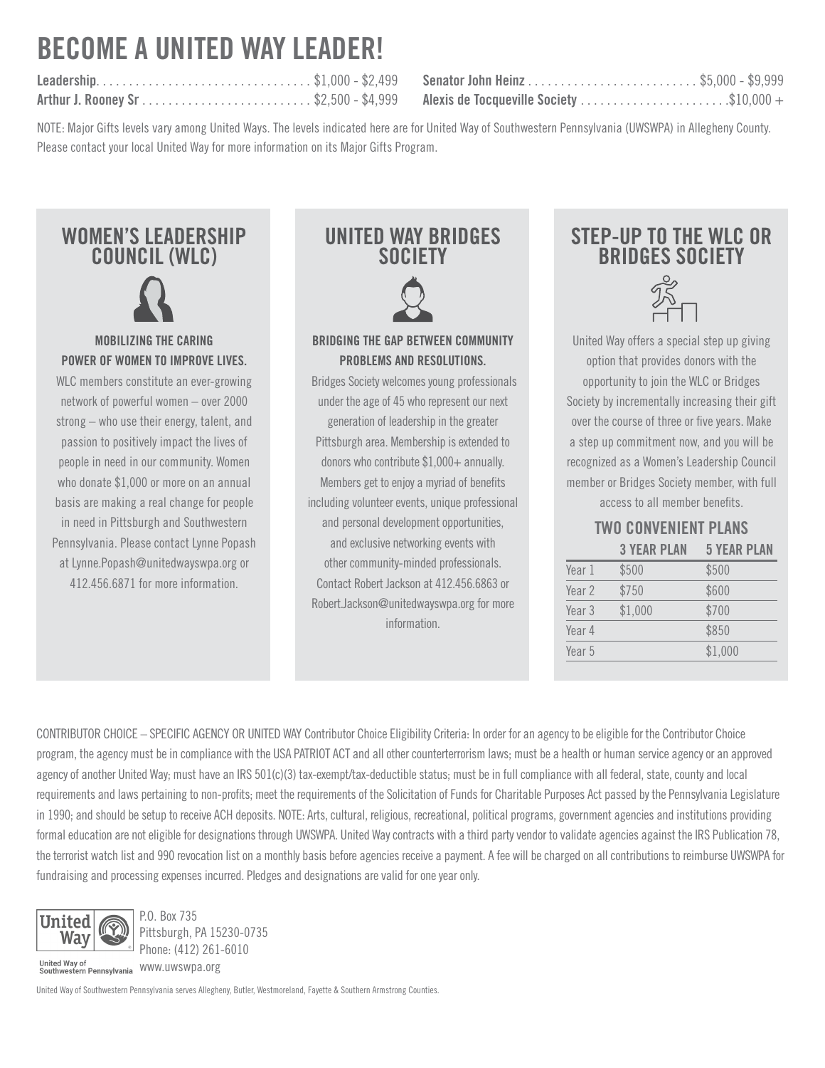# BECOME A UNITED WAY LEADER!

**Leadership** ................................ $1,000 - $2,499
**Arthur J. Rooney Sr** .......................... $2,500 - $4,999
**Senator John Heinz** .......................... $5,000 - $9,999
**Alexis de Tocqueville Society** ...................... $10,000 +

NOTE: Major Gifts levels vary among United Ways. The levels indicated here are for United Way of Southwestern Pennsylvania (UWSWPA) in Allegheny County. Please contact your local United Way for more information on its Major Gifts Program.

## WOMEN'S LEADERSHIP COUNCIL (WLC)

**MOBILIZING THE CARING POWER OF WOMEN TO IMPROVE LIVES.**

WLC members constitute an ever-growing network of powerful women – over 2000 strong – who use their energy, talent, and passion to positively impact the lives of people in need in our community. Women who donate $1,000 or more on an annual basis are making a real change for people in need in Pittsburgh and Southwestern Pennsylvania. Please contact Lynne Popash at Lynne.Popash@unitedwayswpa.org or 412.456.6871 for more information.

## UNITED WAY BRIDGES SOCIETY

**BRIDGING THE GAP BETWEEN COMMUNITY PROBLEMS AND RESOLUTIONS.**

Bridges Society welcomes young professionals under the age of 45 who represent our next generation of leadership in the greater Pittsburgh area. Membership is extended to donors who contribute $1,000+ annually. Members get to enjoy a myriad of benefits including volunteer events, unique professional and personal development opportunities, and exclusive networking events with other community-minded professionals. Contact Robert Jackson at 412.456.6863 or Robert.Jackson@unitedwayswpa.org for more information.

## STEP-UP TO THE WLC OR BRIDGES SOCIETY

United Way offers a special step up giving option that provides donors with the opportunity to join the WLC or Bridges Society by incrementally increasing their gift over the course of three or five years. Make a step up commitment now, and you will be recognized as a Women's Leadership Council member or Bridges Society member, with full access to all member benefits.

### TWO CONVENIENT PLANS

| | 3 YEAR PLAN | 5 YEAR PLAN |
|---|---|---|
| Year 1 | $500 | $500 |
| Year 2 | $750 | $600 |
| Year 3 | $1,000 | $700 |
| Year 4 | | $850 |
| Year 5 | | $1,000 |

CONTRIBUTOR CHOICE – SPECIFIC AGENCY OR UNITED WAY Contributor Choice Eligibility Criteria: In order for an agency to be eligible for the Contributor Choice program, the agency must be in compliance with the USA PATRIOT ACT and all other counterterrorism laws; must be a health or human service agency or an approved agency of another United Way; must have an IRS 501(c)(3) tax-exempt/tax-deductible status; must be in full compliance with all federal, state, county and local requirements and laws pertaining to non-profits; meet the requirements of the Solicitation of Funds for Charitable Purposes Act passed by the Pennsylvania Legislature in 1990; and should be setup to receive ACH deposits. NOTE: Arts, cultural, religious, recreational, political programs, government agencies and institutions providing formal education are not eligible for designations through UWSWPA. United Way contracts with a third party vendor to validate agencies against the IRS Publication 78, the terrorist watch list and 990 revocation list on a monthly basis before agencies receive a payment. A fee will be charged on all contributions to reimburse UWSWPA for fundraising and processing expenses incurred. Pledges and designations are valid for one year only.

United Way of Southwestern Pennsylvania

P.O. Box 735
Pittsburgh, PA 15230-0735
Phone: (412) 261-6010
www.uwswpa.org

United Way of Southwestern Pennsylvania serves Allegheny, Butler, Westmoreland, Fayette & Southern Armstrong Counties.